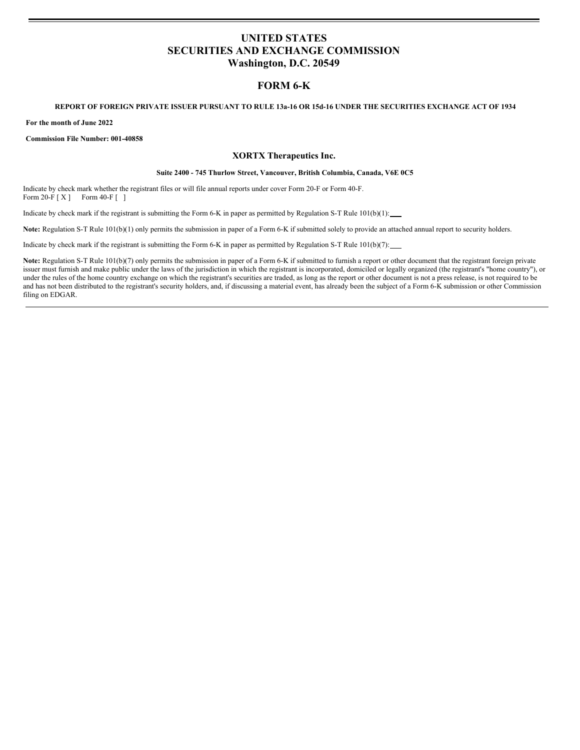# UNITED STATES
# SECURITIES AND EXCHANGE COMMISSION
# Washington, D.C. 20549

## FORM 6-K

**REPORT OF FOREIGN PRIVATE ISSUER PURSUANT TO RULE 13a-16 OR 15d-16 UNDER THE SECURITIES EXCHANGE ACT OF 1934**

**For the month of June 2022**

**Commission File Number: 001-40858**

### XORTX Therapeutics Inc.

**Suite 2400 - 745 Thurlow Street, Vancouver, British Columbia, Canada, V6E 0C5**

Indicate by check mark whether the registrant files or will file annual reports under cover Form 20-F or Form 40-F.
Form 20-F [ X ]     Form 40-F [   ]

Indicate by check mark if the registrant is submitting the Form 6-K in paper as permitted by Regulation S-T Rule 101(b)(1): ___

**Note:** Regulation S-T Rule 101(b)(1) only permits the submission in paper of a Form 6-K if submitted solely to provide an attached annual report to security holders.

Indicate by check mark if the registrant is submitting the Form 6-K in paper as permitted by Regulation S-T Rule 101(b)(7): ___

**Note:** Regulation S-T Rule 101(b)(7) only permits the submission in paper of a Form 6-K if submitted to furnish a report or other document that the registrant foreign private issuer must furnish and make public under the laws of the jurisdiction in which the registrant is incorporated, domiciled or legally organized (the registrant's "home country"), or under the rules of the home country exchange on which the registrant's securities are traded, as long as the report or other document is not a press release, is not required to be and has not been distributed to the registrant's security holders, and, if discussing a material event, has already been the subject of a Form 6-K submission or other Commission filing on EDGAR.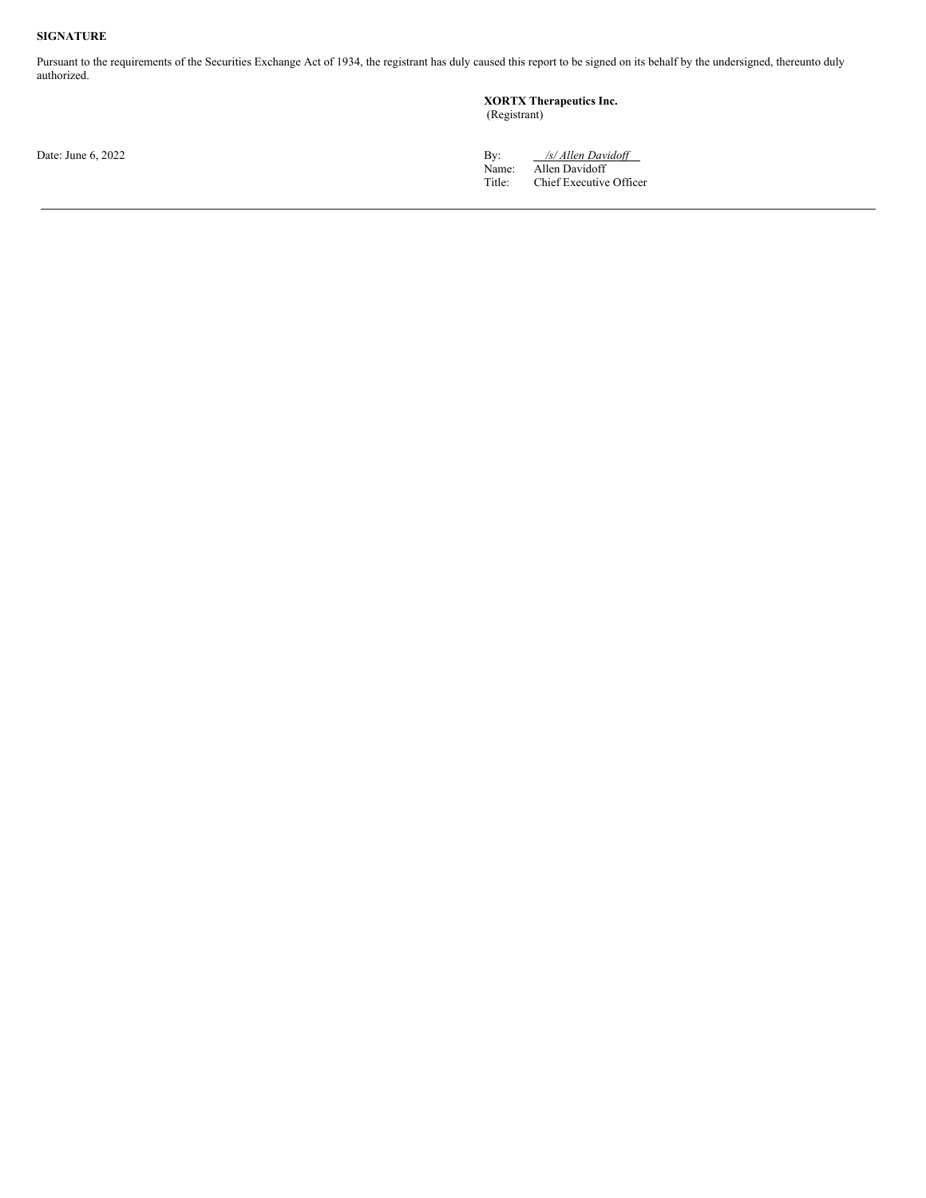**SIGNATURE**

Pursuant to the requirements of the Securities Exchange Act of 1934, the registrant has duly caused this report to be signed on its behalf by the undersigned, thereunto duly authorized.

**XORTX Therapeutics Inc.**
(Registrant)

Date: June 6, 2022

By: */s/ Allen Davidoff*
Name: Allen Davidoff
Title: Chief Executive Officer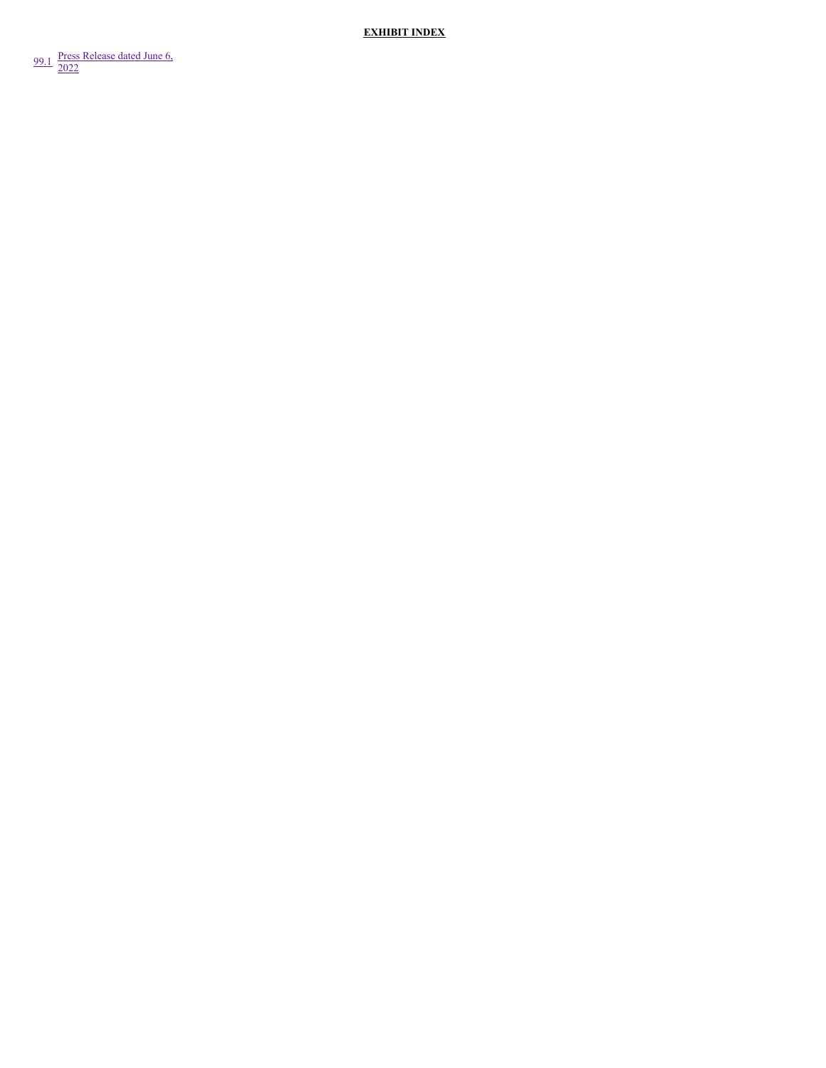**EXHIBIT INDEX**

| | |
|---|---|
| 99.1 | Press Release dated June 6, 2022 |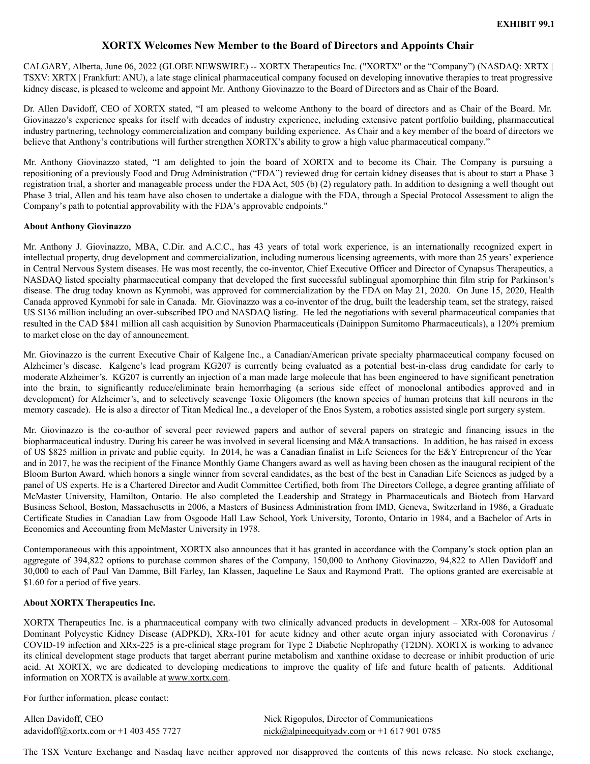**EXHIBIT 99.1**

# XORTX Welcomes New Member to the Board of Directors and Appoints Chair

CALGARY, Alberta, June 06, 2022 (GLOBE NEWSWIRE) -- XORTX Therapeutics Inc. ("XORTX" or the "Company") (NASDAQ: XRTX | TSXV: XRTX | Frankfurt: ANU), a late stage clinical pharmaceutical company focused on developing innovative therapies to treat progressive kidney disease, is pleased to welcome and appoint Mr. Anthony Giovinazzo to the Board of Directors and as Chair of the Board.

Dr. Allen Davidoff, CEO of XORTX stated, "I am pleased to welcome Anthony to the board of directors and as Chair of the Board. Mr. Giovinazzo's experience speaks for itself with decades of industry experience, including extensive patent portfolio building, pharmaceutical industry partnering, technology commercialization and company building experience. As Chair and a key member of the board of directors we believe that Anthony's contributions will further strengthen XORTX's ability to grow a high value pharmaceutical company."

Mr. Anthony Giovinazzo stated, "I am delighted to join the board of XORTX and to become its Chair. The Company is pursuing a repositioning of a previously Food and Drug Administration ("FDA") reviewed drug for certain kidney diseases that is about to start a Phase 3 registration trial, a shorter and manageable process under the FDA Act, 505 (b) (2) regulatory path. In addition to designing a well thought out Phase 3 trial, Allen and his team have also chosen to undertake a dialogue with the FDA, through a Special Protocol Assessment to align the Company's path to potential approvability with the FDA's approvable endpoints."

**About Anthony Giovinazzo**

Mr. Anthony J. Giovinazzo, MBA, C.Dir. and A.C.C., has 43 years of total work experience, is an internationally recognized expert in intellectual property, drug development and commercialization, including numerous licensing agreements, with more than 25 years' experience in Central Nervous System diseases. He was most recently, the co-inventor, Chief Executive Officer and Director of Cynapsus Therapeutics, a NASDAQ listed specialty pharmaceutical company that developed the first successful sublingual apomorphine thin film strip for Parkinson's disease. The drug today known as Kynmobi, was approved for commercialization by the FDA on May 21, 2020. On June 15, 2020, Health Canada approved Kynmobi for sale in Canada. Mr. Giovinazzo was a co-inventor of the drug, built the leadership team, set the strategy, raised US $136 million including an over-subscribed IPO and NASDAQ listing. He led the negotiations with several pharmaceutical companies that resulted in the CAD $841 million all cash acquisition by Sunovion Pharmaceuticals (Dainippon Sumitomo Pharmaceuticals), a 120% premium to market close on the day of announcement.

Mr. Giovinazzo is the current Executive Chair of Kalgene Inc., a Canadian/American private specialty pharmaceutical company focused on Alzheimer's disease. Kalgene's lead program KG207 is currently being evaluated as a potential best-in-class drug candidate for early to moderate Alzheimer's. KG207 is currently an injection of a man made large molecule that has been engineered to have significant penetration into the brain, to significantly reduce/eliminate brain hemorrhaging (a serious side effect of monoclonal antibodies approved and in development) for Alzheimer's, and to selectively scavenge Toxic Oligomers (the known species of human proteins that kill neurons in the memory cascade). He is also a director of Titan Medical Inc., a developer of the Enos System, a robotics assisted single port surgery system.

Mr. Giovinazzo is the co-author of several peer reviewed papers and author of several papers on strategic and financing issues in the biopharmaceutical industry. During his career he was involved in several licensing and M&A transactions. In addition, he has raised in excess of US $825 million in private and public equity. In 2014, he was a Canadian finalist in Life Sciences for the E&Y Entrepreneur of the Year and in 2017, he was the recipient of the Finance Monthly Game Changers award as well as having been chosen as the inaugural recipient of the Bloom Burton Award, which honors a single winner from several candidates, as the best of the best in Canadian Life Sciences as judged by a panel of US experts. He is a Chartered Director and Audit Committee Certified, both from The Directors College, a degree granting affiliate of McMaster University, Hamilton, Ontario. He also completed the Leadership and Strategy in Pharmaceuticals and Biotech from Harvard Business School, Boston, Massachusetts in 2006, a Masters of Business Administration from IMD, Geneva, Switzerland in 1986, a Graduate Certificate Studies in Canadian Law from Osgoode Hall Law School, York University, Toronto, Ontario in 1984, and a Bachelor of Arts in Economics and Accounting from McMaster University in 1978.

Contemporaneous with this appointment, XORTX also announces that it has granted in accordance with the Company's stock option plan an aggregate of 394,822 options to purchase common shares of the Company, 150,000 to Anthony Giovinazzo, 94,822 to Allen Davidoff and 30,000 to each of Paul Van Damme, Bill Farley, Ian Klassen, Jaqueline Le Saux and Raymond Pratt. The options granted are exercisable at $1.60 for a period of five years.

**About XORTX Therapeutics Inc.**

XORTX Therapeutics Inc. is a pharmaceutical company with two clinically advanced products in development – XRx-008 for Autosomal Dominant Polycystic Kidney Disease (ADPKD), XRx-101 for acute kidney and other acute organ injury associated with Coronavirus / COVID-19 infection and XRx-225 is a pre-clinical stage program for Type 2 Diabetic Nephropathy (T2DN). XORTX is working to advance its clinical development stage products that target aberrant purine metabolism and xanthine oxidase to decrease or inhibit production of uric acid. At XORTX, we are dedicated to developing medications to improve the quality of life and future health of patients. Additional information on XORTX is available at www.xortx.com.

For further information, please contact:

| Allen Davidoff, CEO | Nick Rigopulos, Director of Communications |
|---|---|
| adavidoff@xortx.com or +1 403 455 7727 | nick@alpineequityadv.com or +1 617 901 0785 |

The TSX Venture Exchange and Nasdaq have neither approved nor disapproved the contents of this news release. No stock exchange,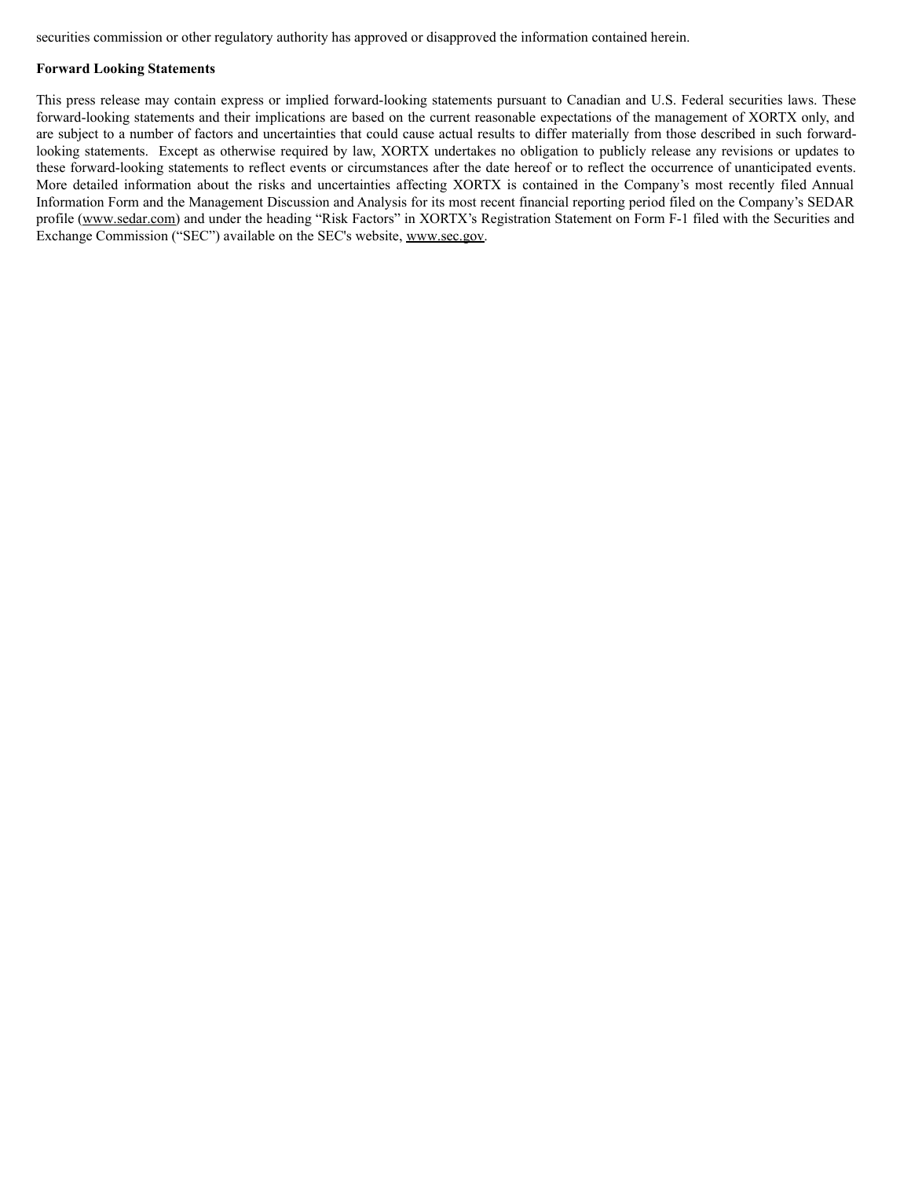securities commission or other regulatory authority has approved or disapproved the information contained herein.

**Forward Looking Statements**

This press release may contain express or implied forward-looking statements pursuant to Canadian and U.S. Federal securities laws. These forward-looking statements and their implications are based on the current reasonable expectations of the management of XORTX only, and are subject to a number of factors and uncertainties that could cause actual results to differ materially from those described in such forward-looking statements. Except as otherwise required by law, XORTX undertakes no obligation to publicly release any revisions or updates to these forward-looking statements to reflect events or circumstances after the date hereof or to reflect the occurrence of unanticipated events. More detailed information about the risks and uncertainties affecting XORTX is contained in the Company's most recently filed Annual Information Form and the Management Discussion and Analysis for its most recent financial reporting period filed on the Company's SEDAR profile (www.sedar.com) and under the heading "Risk Factors" in XORTX's Registration Statement on Form F-1 filed with the Securities and Exchange Commission ("SEC") available on the SEC's website, www.sec.gov.